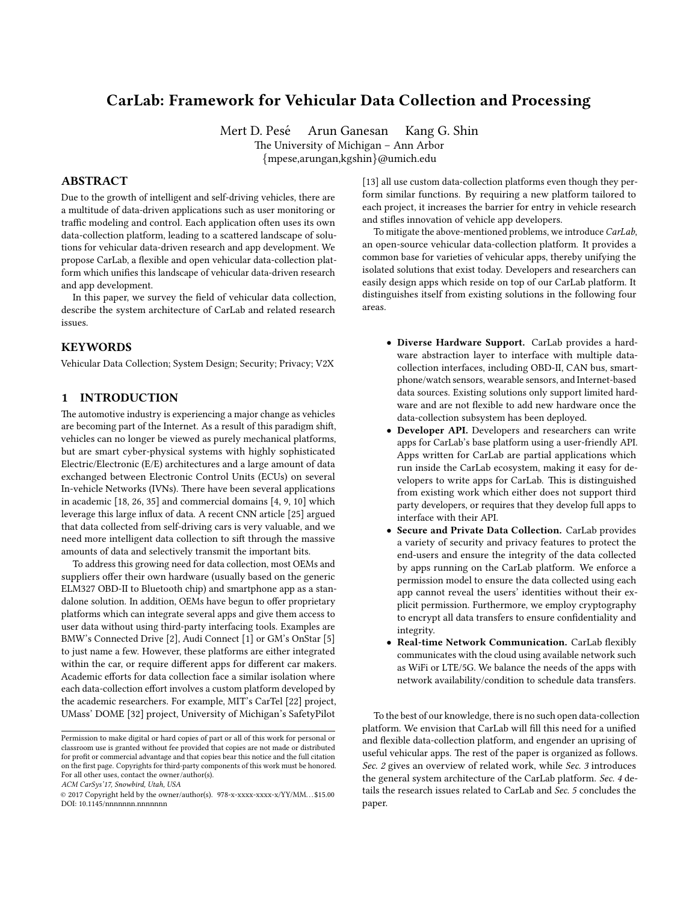# CarLab: Framework for Vehicular Data Collection and Processing

Mert D. Pesé Arun Ganesan Kang G. Shin

The University of Michigan – Ann Arbor

{mpese,arungan,kgshin}@umich.edu

## ABSTRACT

Due to the growth of intelligent and self-driving vehicles, there are a multitude of data-driven applications such as user monitoring or traffic modeling and control. Each application often uses its own data-collection platform, leading to a scattered landscape of solutions for vehicular data-driven research and app development. We propose CarLab, a flexible and open vehicular data-collection platform which unifies this landscape of vehicular data-driven research and app development.

In this paper, we survey the field of vehicular data collection, describe the system architecture of CarLab and related research issues.

## KEYWORDS

Vehicular Data Collection; System Design; Security; Privacy; V2X

## 1 INTRODUCTION

The automotive industry is experiencing a major change as vehicles are becoming part of the Internet. As a result of this paradigm shift, vehicles can no longer be viewed as purely mechanical platforms, but are smart cyber-physical systems with highly sophisticated Electric/Electronic (E/E) architectures and a large amount of data exchanged between Electronic Control Units (ECUs) on several In-vehicle Networks (IVNs). There have been several applications in academic [18, 26, 35] and commercial domains [4, 9, 10] which leverage this large influx of data. A recent CNN article [25] argued that data collected from self-driving cars is very valuable, and we need more intelligent data collection to sift through the massive amounts of data and selectively transmit the important bits.

To address this growing need for data collection, most OEMs and suppliers offer their own hardware (usually based on the generic ELM327 OBD-II to Bluetooth chip) and smartphone app as a standalone solution. In addition, OEMs have begun to offer proprietary platforms which can integrate several apps and give them access to user data without using third-party interfacing tools. Examples are BMW's Connected Drive [2], Audi Connect [1] or GM's OnStar [5] to just name a few. However, these platforms are either integrated within the car, or require different apps for different car makers. Academic efforts for data collection face a similar isolation where each data-collection effort involves a custom platform developed by the academic researchers. For example, MIT's CarTel [22] project, UMass' DOME [32] project, University of Michigan's SafetyPilot [13] all use custom data-collection platforms even though they perform similar functions. By requiring a new platform tailored to each project, it increases the barrier for entry in vehicle research and stifles innovation of vehicle app developers.

To mitigate the above-mentioned problems, we introduce *CarLab*, an open-source vehicular data-collection platform. It provides a common base for varieties of vehicular apps, thereby unifying the isolated solutions that exist today. Developers and researchers can easily design apps which reside on top of our CarLab platform. It distinguishes itself from existing solutions in the following four areas.

- **Diverse Hardware Support.** CarLab provides a hardware abstraction layer to interface with multiple data-collection interfaces, including OBD-II, CAN bus, smartphone/watch sensors, wearable sensors, and Internet-based data sources. Existing solutions only support limited hardware and are not flexible to add new hardware once the data-collection subsystem has been deployed.
- **Developer API.** Developers and researchers can write apps for CarLab's base platform using a user-friendly API. Apps written for CarLab are partial applications which run inside the CarLab ecosystem, making it easy for developers to write apps for CarLab. This is distinguished from existing work which either does not support third party developers, or requires that they develop full apps to interface with their API.
- **Secure and Private Data Collection.** CarLab provides a variety of security and privacy features to protect the end-users and ensure the integrity of the data collected by apps running on the CarLab platform. We enforce a permission model to ensure the data collected using each app cannot reveal the users' identities without their explicit permission. Furthermore, we employ cryptography to encrypt all data transfers to ensure confidentiality and integrity.
- **Real-time Network Communication.** CarLab flexibly communicates with the cloud using available network such as WiFi or LTE/5G. We balance the needs of the apps with network availability/condition to schedule data transfers.

To the best of our knowledge, there is no such open data-collection platform. We envision that CarLab will fill this need for a unified and flexible data-collection platform, and engender an uprising of useful vehicular apps. The rest of the paper is organized as follows. *Sec. 2* gives an overview of related work, while *Sec. 3* introduces the general system architecture of the CarLab platform. *Sec. 4* details the research issues related to CarLab and *Sec. 5* concludes the paper.

Permission to make digital or hard copies of part or all of this work for personal or classroom use is granted without fee provided that copies are not made or distributed for profit or commercial advantage and that copies bear this notice and the full citation on the first page. Copyrights for third-party components of this work must be honored. For all other uses, contact the owner/author(s).

*ACM CarSys'17, Snowbird, Utah, USA*

© 2017 Copyright held by the owner/author(s). 978-x-xxxx-xxxx-x/YY/MM...$15.00

DOI: 10.1145/nnnnnnn.nnnnnnn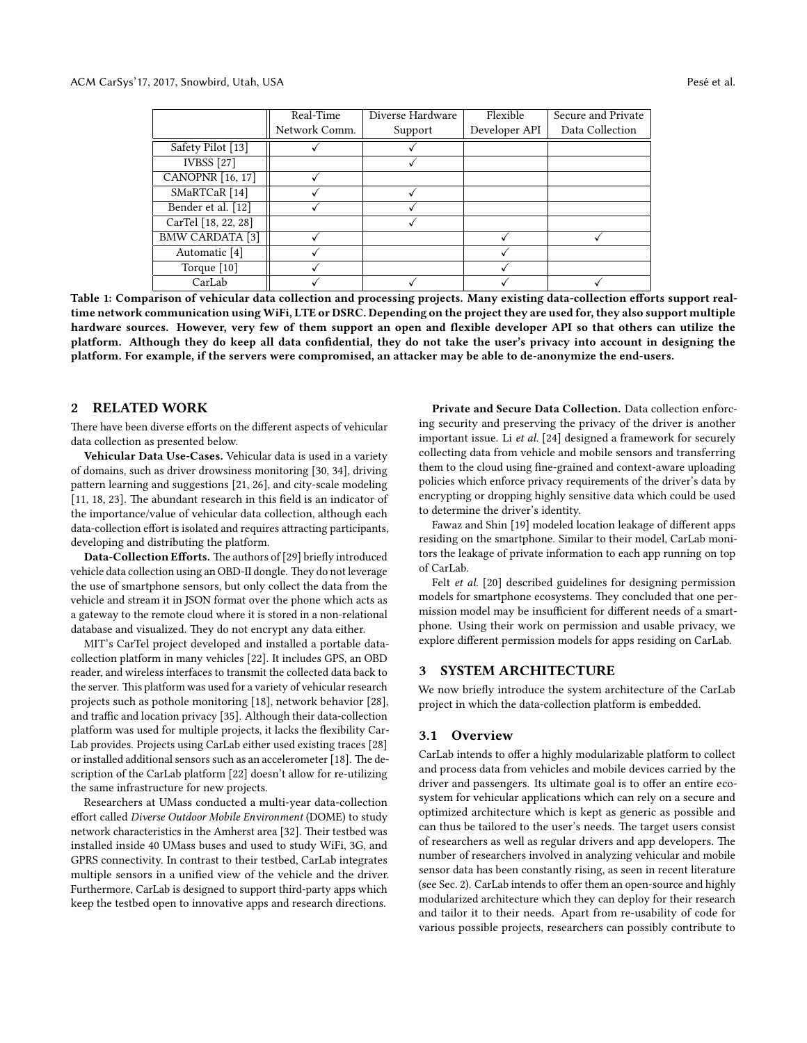| | Real-Time Network Comm. | Diverse Hardware Support | Flexible Developer API | Secure and Private Data Collection |
|---|---|---|---|---|
| Safety Pilot [13] | ✓ | ✓ | | |
| IVBSS [27] | | ✓ | | |
| CANOPNR [16, 17] | ✓ | | | |
| SMaRTCaR [14] | ✓ | ✓ | | |
| Bender et al. [12] | ✓ | ✓ | | |
| CarTel [18, 22, 28] | | ✓ | | |
| BMW CARDATA [3] | ✓ | | ✓ | ✓ |
| Automatic [4] | ✓ | | ✓ | |
| Torque [10] | ✓ | | ✓ | |
| CarLab | ✓ | ✓ | ✓ | ✓ |

**Table 1: Comparison of vehicular data collection and processing projects. Many existing data-collection efforts support real-time network communication using WiFi, LTE or DSRC. Depending on the project they are used for, they also support multiple hardware sources. However, very few of them support an open and flexible developer API so that others can utilize the platform. Although they do keep all data confidential, they do not take the user's privacy into account in designing the platform. For example, if the servers were compromised, an attacker may be able to de-anonymize the end-users.**

## 2 RELATED WORK

There have been diverse efforts on the different aspects of vehicular data collection as presented below.

**Vehicular Data Use-Cases.** Vehicular data is used in a variety of domains, such as driver drowsiness monitoring [30, 34], driving pattern learning and suggestions [21, 26], and city-scale modeling [11, 18, 23]. The abundant research in this field is an indicator of the importance/value of vehicular data collection, although each data-collection effort is isolated and requires attracting participants, developing and distributing the platform.

**Data-Collection Efforts.** The authors of [29] briefly introduced vehicle data collection using an OBD-II dongle. They do not leverage the use of smartphone sensors, but only collect the data from the vehicle and stream it in JSON format over the phone which acts as a gateway to the remote cloud where it is stored in a non-relational database and visualized. They do not encrypt any data either.

MIT's CarTel project developed and installed a portable data-collection platform in many vehicles [22]. It includes GPS, an OBD reader, and wireless interfaces to transmit the collected data back to the server. This platform was used for a variety of vehicular research projects such as pothole monitoring [18], network behavior [28], and traffic and location privacy [35]. Although their data-collection platform was used for multiple projects, it lacks the flexibility CarLab provides. Projects using CarLab either used existing traces [28] or installed additional sensors such as an accelerometer [18]. The description of the CarLab platform [22] doesn't allow for re-utilizing the same infrastructure for new projects.

Researchers at UMass conducted a multi-year data-collection effort called *Diverse Outdoor Mobile Environment* (DOME) to study network characteristics in the Amherst area [32]. Their testbed was installed inside 40 UMass buses and used to study WiFi, 3G, and GPRS connectivity. In contrast to their testbed, CarLab integrates multiple sensors in a unified view of the vehicle and the driver. Furthermore, CarLab is designed to support third-party apps which keep the testbed open to innovative apps and research directions.

**Private and Secure Data Collection.** Data collection enforcing security and preserving the privacy of the driver is another important issue. Li *et al.* [24] designed a framework for securely collecting data from vehicle and mobile sensors and transferring them to the cloud using fine-grained and context-aware uploading policies which enforce privacy requirements of the driver's data by encrypting or dropping highly sensitive data which could be used to determine the driver's identity.

Fawaz and Shin [19] modeled location leakage of different apps residing on the smartphone. Similar to their model, CarLab monitors the leakage of private information to each app running on top of CarLab.

Felt *et al.* [20] described guidelines for designing permission models for smartphone ecosystems. They concluded that one permission model may be insufficient for different needs of a smartphone. Using their work on permission and usable privacy, we explore different permission models for apps residing on CarLab.

## 3 SYSTEM ARCHITECTURE

We now briefly introduce the system architecture of the CarLab project in which the data-collection platform is embedded.

### 3.1 Overview

CarLab intends to offer a highly modularizable platform to collect and process data from vehicles and mobile devices carried by the driver and passengers. Its ultimate goal is to offer an entire ecosystem for vehicular applications which can rely on a secure and optimized architecture which is kept as generic as possible and can thus be tailored to the user's needs. The target users consist of researchers as well as regular drivers and app developers. The number of researchers involved in analyzing vehicular and mobile sensor data has been constantly rising, as seen in recent literature (see Sec. 2). CarLab intends to offer them an open-source and highly modularized architecture which they can deploy for their research and tailor it to their needs. Apart from re-usability of code for various possible projects, researchers can possibly contribute to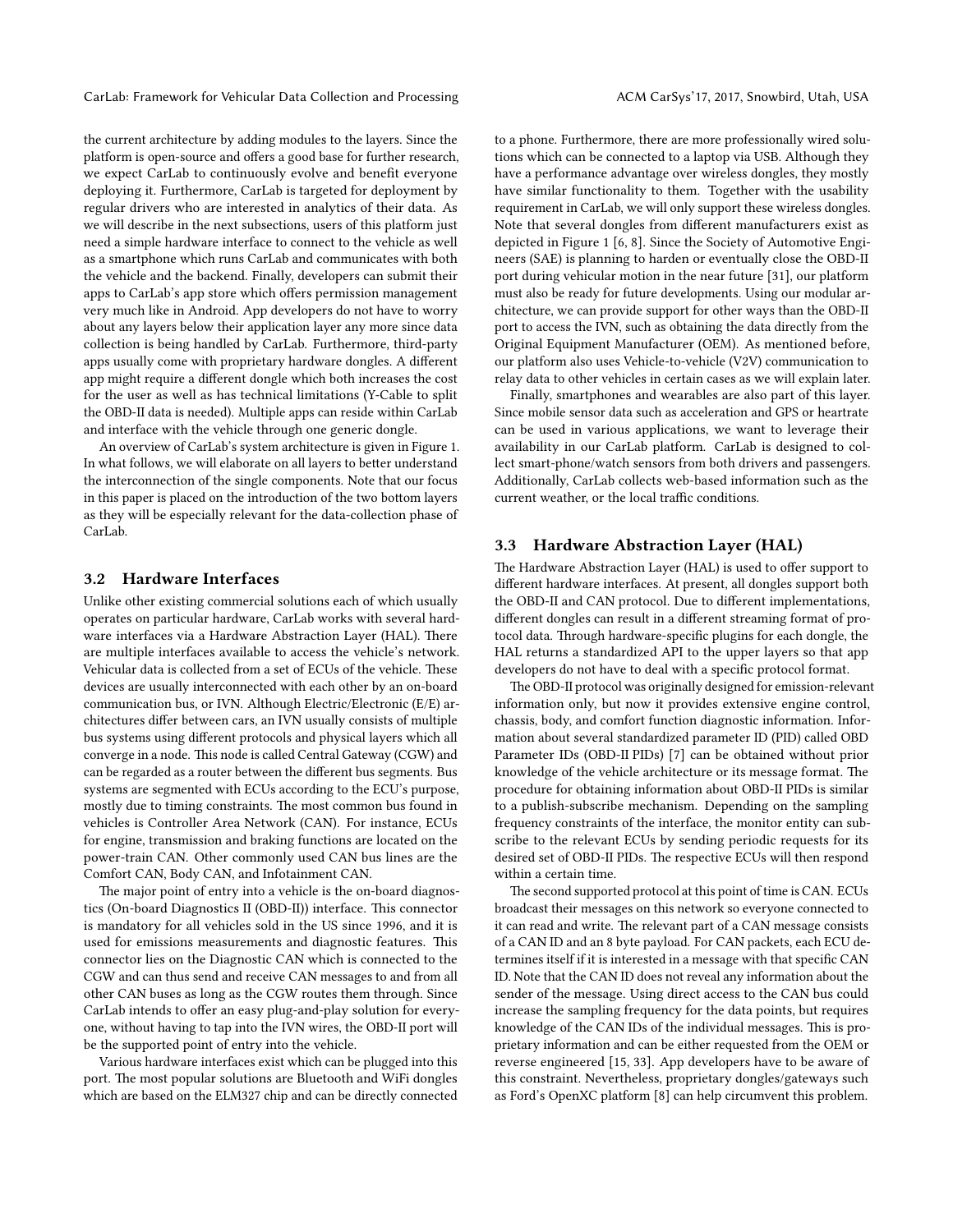the current architecture by adding modules to the layers. Since the platform is open-source and offers a good base for further research, we expect CarLab to continuously evolve and benefit everyone deploying it. Furthermore, CarLab is targeted for deployment by regular drivers who are interested in analytics of their data. As we will describe in the next subsections, users of this platform just need a simple hardware interface to connect to the vehicle as well as a smartphone which runs CarLab and communicates with both the vehicle and the backend. Finally, developers can submit their apps to CarLab's app store which offers permission management very much like in Android. App developers do not have to worry about any layers below their application layer any more since data collection is being handled by CarLab. Furthermore, third-party apps usually come with proprietary hardware dongles. A different app might require a different dongle which both increases the cost for the user as well as has technical limitations (Y-Cable to split the OBD-II data is needed). Multiple apps can reside within CarLab and interface with the vehicle through one generic dongle.

An overview of CarLab's system architecture is given in Figure 1. In what follows, we will elaborate on all layers to better understand the interconnection of the single components. Note that our focus in this paper is placed on the introduction of the two bottom layers as they will be especially relevant for the data-collection phase of CarLab.

### 3.2 Hardware Interfaces

Unlike other existing commercial solutions each of which usually operates on particular hardware, CarLab works with several hardware interfaces via a Hardware Abstraction Layer (HAL). There are multiple interfaces available to access the vehicle's network. Vehicular data is collected from a set of ECUs of the vehicle. These devices are usually interconnected with each other by an on-board communication bus, or IVN. Although Electric/Electronic (E/E) architectures differ between cars, an IVN usually consists of multiple bus systems using different protocols and physical layers which all converge in a node. This node is called Central Gateway (CGW) and can be regarded as a router between the different bus segments. Bus systems are segmented with ECUs according to the ECU's purpose, mostly due to timing constraints. The most common bus found in vehicles is Controller Area Network (CAN). For instance, ECUs for engine, transmission and braking functions are located on the power-train CAN. Other commonly used CAN bus lines are the Comfort CAN, Body CAN, and Infotainment CAN.

The major point of entry into a vehicle is the on-board diagnostics (On-board Diagnostics II (OBD-II)) interface. This connector is mandatory for all vehicles sold in the US since 1996, and it is used for emissions measurements and diagnostic features. This connector lies on the Diagnostic CAN which is connected to the CGW and can thus send and receive CAN messages to and from all other CAN buses as long as the CGW routes them through. Since CarLab intends to offer an easy plug-and-play solution for everyone, without having to tap into the IVN wires, the OBD-II port will be the supported point of entry into the vehicle.

Various hardware interfaces exist which can be plugged into this port. The most popular solutions are Bluetooth and WiFi dongles which are based on the ELM327 chip and can be directly connected to a phone. Furthermore, there are more professionally wired solutions which can be connected to a laptop via USB. Although they have a performance advantage over wireless dongles, they mostly have similar functionality to them. Together with the usability requirement in CarLab, we will only support these wireless dongles. Note that several dongles from different manufacturers exist as depicted in Figure 1 [6, 8]. Since the Society of Automotive Engineers (SAE) is planning to harden or eventually close the OBD-II port during vehicular motion in the near future [31], our platform must also be ready for future developments. Using our modular architecture, we can provide support for other ways than the OBD-II port to access the IVN, such as obtaining the data directly from the Original Equipment Manufacturer (OEM). As mentioned before, our platform also uses Vehicle-to-vehicle (V2V) communication to relay data to other vehicles in certain cases as we will explain later.

Finally, smartphones and wearables are also part of this layer. Since mobile sensor data such as acceleration and GPS or heartrate can be used in various applications, we want to leverage their availability in our CarLab platform. CarLab is designed to collect smart-phone/watch sensors from both drivers and passengers. Additionally, CarLab collects web-based information such as the current weather, or the local traffic conditions.

### 3.3 Hardware Abstraction Layer (HAL)

The Hardware Abstraction Layer (HAL) is used to offer support to different hardware interfaces. At present, all dongles support both the OBD-II and CAN protocol. Due to different implementations, different dongles can result in a different streaming format of protocol data. Through hardware-specific plugins for each dongle, the HAL returns a standardized API to the upper layers so that app developers do not have to deal with a specific protocol format.

The OBD-II protocol was originally designed for emission-relevant information only, but now it provides extensive engine control, chassis, body, and comfort function diagnostic information. Information about several standardized parameter ID (PID) called OBD Parameter IDs (OBD-II PIDs) [7] can be obtained without prior knowledge of the vehicle architecture or its message format. The procedure for obtaining information about OBD-II PIDs is similar to a publish-subscribe mechanism. Depending on the sampling frequency constraints of the interface, the monitor entity can subscribe to the relevant ECUs by sending periodic requests for its desired set of OBD-II PIDs. The respective ECUs will then respond within a certain time.

The second supported protocol at this point of time is CAN. ECUs broadcast their messages on this network so everyone connected to it can read and write. The relevant part of a CAN message consists of a CAN ID and an 8 byte payload. For CAN packets, each ECU determines itself if it is interested in a message with that specific CAN ID. Note that the CAN ID does not reveal any information about the sender of the message. Using direct access to the CAN bus could increase the sampling frequency for the data points, but requires knowledge of the CAN IDs of the individual messages. This is proprietary information and can be either requested from the OEM or reverse engineered [15, 33]. App developers have to be aware of this constraint. Nevertheless, proprietary dongles/gateways such as Ford's OpenXC platform [8] can help circumvent this problem.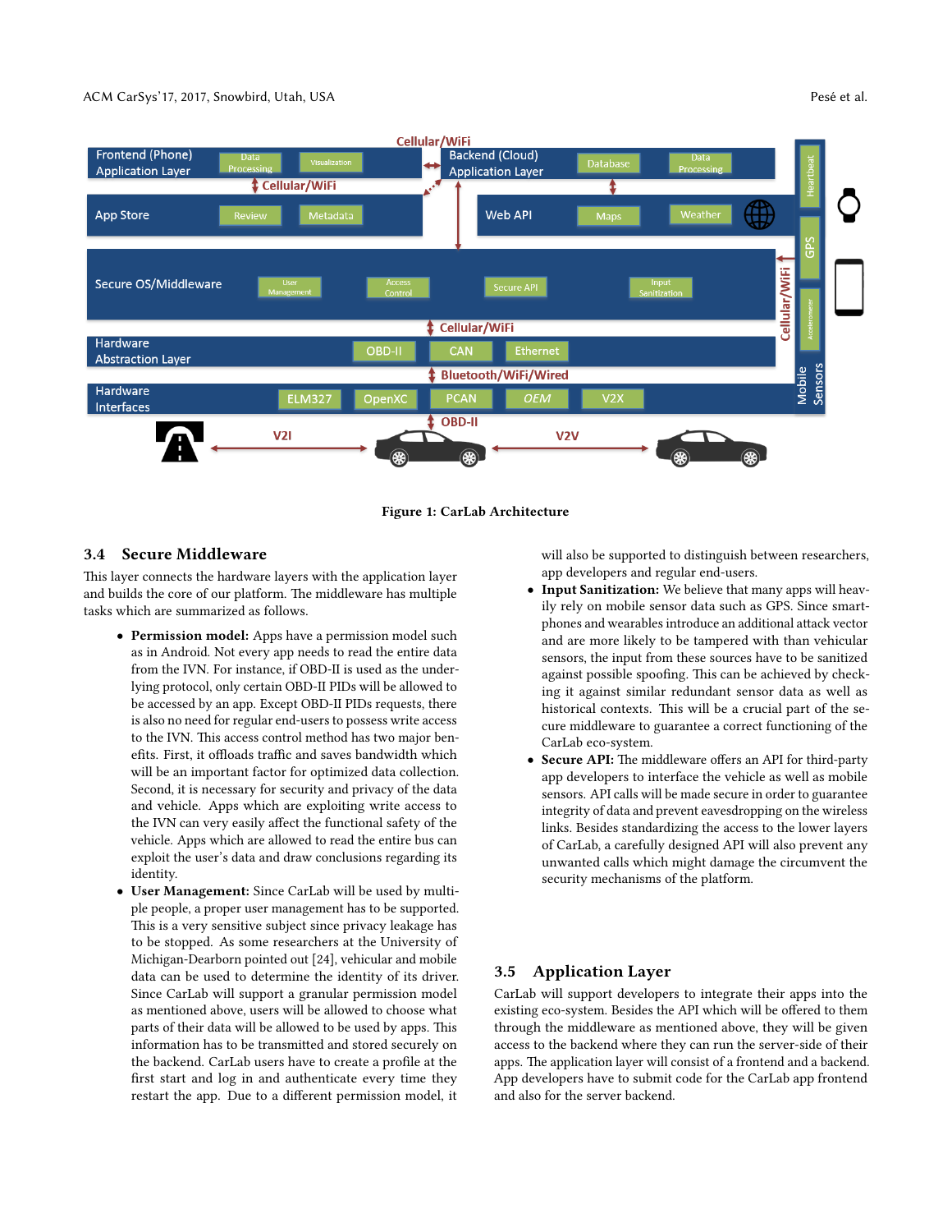Figure 1: CarLab Architecture

### 3.4 Secure Middleware

This layer connects the hardware layers with the application layer and builds the core of our platform. The middleware has multiple tasks which are summarized as follows.

- **Permission model:** Apps have a permission model such as in Android. Not every app needs to read the entire data from the IVN. For instance, if OBD-II is used as the underlying protocol, only certain OBD-II PIDs will be allowed to be accessed by an app. Except OBD-II PIDs requests, there is also no need for regular end-users to possess write access to the IVN. This access control method has two major benefits. First, it offloads traffic and saves bandwidth which will be an important factor for optimized data collection. Second, it is necessary for security and privacy of the data and vehicle. Apps which are exploiting write access to the IVN can very easily affect the functional safety of the vehicle. Apps which are allowed to read the entire bus can exploit the user's data and draw conclusions regarding its identity.
- **User Management:** Since CarLab will be used by multiple people, a proper user management has to be supported. This is a very sensitive subject since privacy leakage has to be stopped. As some researchers at the University of Michigan-Dearborn pointed out [24], vehicular and mobile data can be used to determine the identity of its driver. Since CarLab will support a granular permission model as mentioned above, users will be allowed to choose what parts of their data will be allowed to be used by apps. This information has to be transmitted and stored securely on the backend. CarLab users have to create a profile at the first start and log in and authenticate every time they restart the app. Due to a different permission model, it will also be supported to distinguish between researchers, app developers and regular end-users.
- **Input Sanitization:** We believe that many apps will heavily rely on mobile sensor data such as GPS. Since smartphones and wearables introduce an additional attack vector and are more likely to be tampered with than vehicular sensors, the input from these sources have to be sanitized against possible spoofing. This can be achieved by checking it against similar redundant sensor data as well as historical contexts. This will be a crucial part of the secure middleware to guarantee a correct functioning of the CarLab eco-system.
- **Secure API:** The middleware offers an API for third-party app developers to interface the vehicle as well as mobile sensors. API calls will be made secure in order to guarantee integrity of data and prevent eavesdropping on the wireless links. Besides standardizing the access to the lower layers of CarLab, a carefully designed API will also prevent any unwanted calls which might damage the circumvent the security mechanisms of the platform.

### 3.5 Application Layer

CarLab will support developers to integrate their apps into the existing eco-system. Besides the API which will be offered to them through the middleware as mentioned above, they will be given access to the backend where they can run the server-side of their apps. The application layer will consist of a frontend and a backend. App developers have to submit code for the CarLab app frontend and also for the server backend.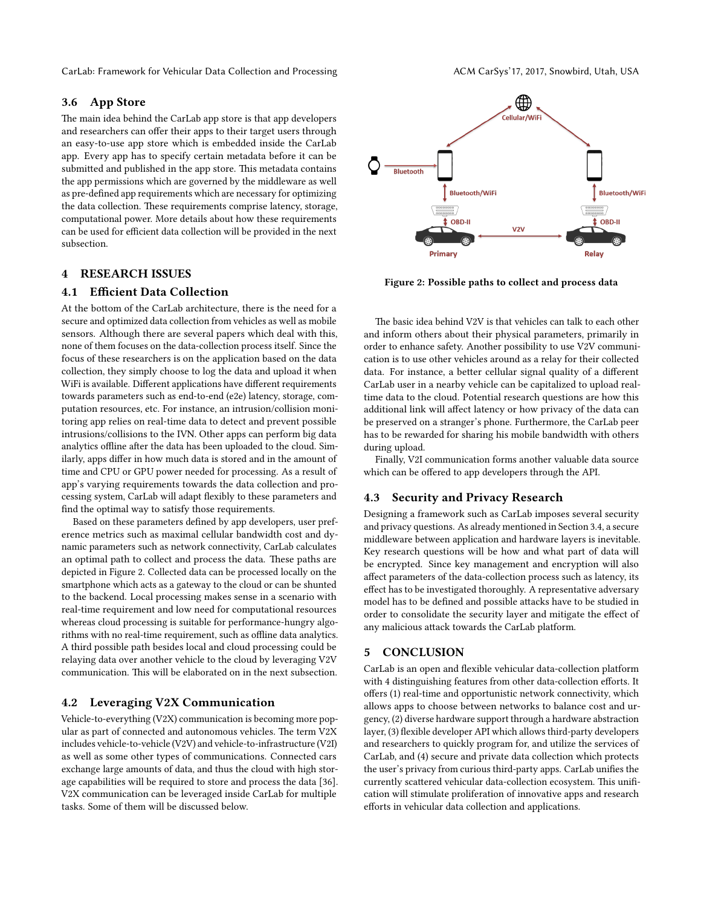### 3.6 App Store

The main idea behind the CarLab app store is that app developers and researchers can offer their apps to their target users through an easy-to-use app store which is embedded inside the CarLab app. Every app has to specify certain metadata before it can be submitted and published in the app store. This metadata contains the app permissions which are governed by the middleware as well as pre-defined app requirements which are necessary for optimizing the data collection. These requirements comprise latency, storage, computational power. More details about how these requirements can be used for efficient data collection will be provided in the next subsection.

## 4 RESEARCH ISSUES

### 4.1 Efficient Data Collection

At the bottom of the CarLab architecture, there is the need for a secure and optimized data collection from vehicles as well as mobile sensors. Although there are several papers which deal with this, none of them focuses on the data-collection process itself. Since the focus of these researchers is on the application based on the data collection, they simply choose to log the data and upload it when WiFi is available. Different applications have different requirements towards parameters such as end-to-end (e2e) latency, storage, computation resources, etc. For instance, an intrusion/collision monitoring app relies on real-time data to detect and prevent possible intrusions/collisions to the IVN. Other apps can perform big data analytics offline after the data has been uploaded to the cloud. Similarly, apps differ in how much data is stored and in the amount of time and CPU or GPU power needed for processing. As a result of app's varying requirements towards the data collection and processing system, CarLab will adapt flexibly to these parameters and find the optimal way to satisfy those requirements.

Based on these parameters defined by app developers, user preference metrics such as maximal cellular bandwidth cost and dynamic parameters such as network connectivity, CarLab calculates an optimal path to collect and process the data. These paths are depicted in Figure 2. Collected data can be processed locally on the smartphone which acts as a gateway to the cloud or can be shunted to the backend. Local processing makes sense in a scenario with real-time requirement and low need for computational resources whereas cloud processing is suitable for performance-hungry algorithms with no real-time requirement, such as offline data analytics. A third possible path besides local and cloud processing could be relaying data over another vehicle to the cloud by leveraging V2V communication. This will be elaborated on in the next subsection.

### 4.2 Leveraging V2X Communication

Vehicle-to-everything (V2X) communication is becoming more popular as part of connected and autonomous vehicles. The term V2X includes vehicle-to-vehicle (V2V) and vehicle-to-infrastructure (V2I) as well as some other types of communications. Connected cars exchange large amounts of data, and thus the cloud with high storage capabilities will be required to store and process the data [36]. V2X communication can be leveraged inside CarLab for multiple tasks. Some of them will be discussed below.

Cellular/WiFi
Bluetooth
Bluetooth/WiFi
Bluetooth/WiFi
OBD-II
OBD-II
V2V
Primary
Relay

**Figure 2: Possible paths to collect and process data**

The basic idea behind V2V is that vehicles can talk to each other and inform others about their physical parameters, primarily in order to enhance safety. Another possibility to use V2V communication is to use other vehicles around as a relay for their collected data. For instance, a better cellular signal quality of a different CarLab user in a nearby vehicle can be capitalized to upload real-time data to the cloud. Potential research questions are how this additional link will affect latency or how privacy of the data can be preserved on a stranger's phone. Furthermore, the CarLab peer has to be rewarded for sharing his mobile bandwidth with others during upload.

Finally, V2I communication forms another valuable data source which can be offered to app developers through the API.

### 4.3 Security and Privacy Research

Designing a framework such as CarLab imposes several security and privacy questions. As already mentioned in Section 3.4, a secure middleware between application and hardware layers is inevitable. Key research questions will be how and what part of data will be encrypted. Since key management and encryption will also affect parameters of the data-collection process such as latency, its effect has to be investigated thoroughly. A representative adversary model has to be defined and possible attacks have to be studied in order to consolidate the security layer and mitigate the effect of any malicious attack towards the CarLab platform.

## 5 CONCLUSION

CarLab is an open and flexible vehicular data-collection platform with 4 distinguishing features from other data-collection efforts. It offers (1) real-time and opportunistic network connectivity, which allows apps to choose between networks to balance cost and urgency, (2) diverse hardware support through a hardware abstraction layer, (3) flexible developer API which allows third-party developers and researchers to quickly program for, and utilize the services of CarLab, and (4) secure and private data collection which protects the user's privacy from curious third-party apps. CarLab unifies the currently scattered vehicular data-collection ecosystem. This unification will stimulate proliferation of innovative apps and research efforts in vehicular data collection and applications.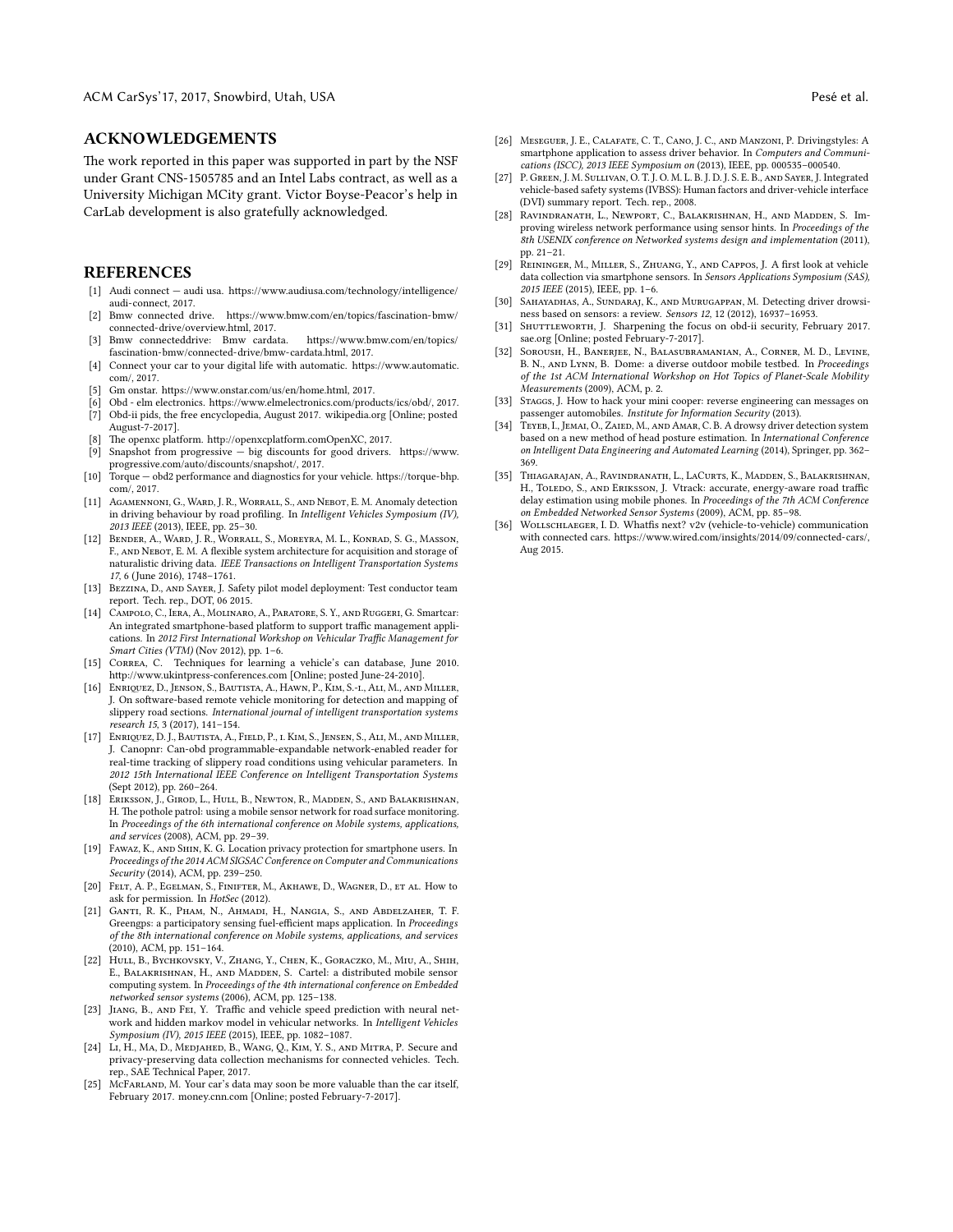## ACKNOWLEDGEMENTS

The work reported in this paper was supported in part by the NSF under Grant CNS-1505785 and an Intel Labs contract, as well as a University Michigan MCity grant. Victor Boyse-Peacor's help in CarLab development is also gratefully acknowledged.

## REFERENCES

[1] Audi connect — audi usa. https://www.audiusa.com/technology/intelligence/audi-connect, 2017.

[2] Bmw connected drive. https://www.bmw.com/en/topics/fascination-bmw/connected-drive/overview.html, 2017.

[3] Bmw connecteddrive: Bmw cardata. https://www.bmw.com/en/topics/fascination-bmw/connected-drive/bmw-cardata.html, 2017.

[4] Connect your car to your digital life with automatic. https://www.automatic.com/, 2017.

[5] Gm onstar. https://www.onstar.com/us/en/home.html, 2017.

[6] Obd - elm electronics. https://www.elmelectronics.com/products/ics/obd/, 2017.

[7] Obd-ii pids, the free encyclopedia, August 2017. wikipedia.org [Online; posted August-7-2017].

[8] The openxc platform. http://openxcplatform.comOpenXC, 2017.

[9] Snapshot from progressive — big discounts for good drivers. https://www.progressive.com/auto/discounts/snapshot/, 2017.

[10] Torque — obd2 performance and diagnostics for your vehicle. https://torque-bhp.com/, 2017.

[11] Agamennoni, G., Ward, J. R., Worrall, S., and Nebot, E. M. Anomaly detection in driving behaviour by road profiling. In *Intelligent Vehicles Symposium (IV), 2013 IEEE* (2013), IEEE, pp. 25–30.

[12] Bender, A., Ward, J. R., Worrall, S., Moreyra, M. L., Konrad, S. G., Masson, F., and Nebot, E. M. A flexible system architecture for acquisition and storage of naturalistic driving data. *IEEE Transactions on Intelligent Transportation Systems 17*, 6 (June 2016), 1748–1761.

[13] Bezzina, D., and Sayer, J. Safety pilot model deployment: Test conductor team report. Tech. rep., DOT, 06 2015.

[14] Campolo, C., Iera, A., Molinaro, A., Paratore, S. Y., and Ruggeri, G. Smartcar: An integrated smartphone-based platform to support traffic management applications. In *2012 First International Workshop on Vehicular Traffic Management for Smart Cities (VTM)* (Nov 2012), pp. 1–6.

[15] Correa, C. Techniques for learning a vehicle's can database, June 2010. http://www.ukintpress-conferences.com [Online; posted June-24-2010].

[16] Enriquez, D., Jenson, S., Bautista, A., Hawn, P., Kim, S.-i., Ali, M., and Miller, J. On software-based remote vehicle monitoring for detection and mapping of slippery road sections. *International journal of intelligent transportation systems research 15*, 3 (2017), 141–154.

[17] Enriquez, D. J., Bautista, A., Field, P., i. Kim, S., Jensen, S., Ali, M., and Miller, J. Canopnr: Can-obd programmable-expandable network-enabled reader for real-time tracking of slippery road conditions using vehicular parameters. In *2012 15th International IEEE Conference on Intelligent Transportation Systems* (Sept 2012), pp. 260–264.

[18] Eriksson, J., Girod, L., Hull, B., Newton, R., Madden, S., and Balakrishnan, H. The pothole patrol: using a mobile sensor network for road surface monitoring. In *Proceedings of the 6th international conference on Mobile systems, applications, and services* (2008), ACM, pp. 29–39.

[19] Fawaz, K., and Shin, K. G. Location privacy protection for smartphone users. In *Proceedings of the 2014 ACM SIGSAC Conference on Computer and Communications Security* (2014), ACM, pp. 239–250.

[20] Felt, A. P., Egelman, S., Finifter, M., Akhawe, D., Wagner, D., et al. How to ask for permission. In *HotSec* (2012).

[21] Ganti, R. K., Pham, N., Ahmadi, H., Nangia, S., and Abdelzaher, T. F. Greengps: a participatory sensing fuel-efficient maps application. In *Proceedings of the 8th international conference on Mobile systems, applications, and services* (2010), ACM, pp. 151–164.

[22] Hull, B., Bychkovsky, V., Zhang, Y., Chen, K., Goraczko, M., Miu, A., Shih, E., Balakrishnan, H., and Madden, S. Cartel: a distributed mobile sensor computing system. In *Proceedings of the 4th international conference on Embedded networked sensor systems* (2006), ACM, pp. 125–138.

[23] Jiang, B., and Fei, Y. Traffic and vehicle speed prediction with neural network and hidden markov model in vehicular networks. In *Intelligent Vehicles Symposium (IV), 2015 IEEE* (2015), IEEE, pp. 1082–1087.

[24] Li, H., Ma, D., Medjahed, B., Wang, Q., Kim, Y. S., and Mitra, P. Secure and privacy-preserving data collection mechanisms for connected vehicles. Tech. rep., SAE Technical Paper, 2017.

[25] McFarland, M. Your car's data may soon be more valuable than the car itself, February 2017. money.cnn.com [Online; posted February-7-2017].

[26] Meseguer, J. E., Calafate, C. T., Cano, J. C., and Manzoni, P. Drivingstyles: A smartphone application to assess driver behavior. In *Computers and Communications (ISCC), 2013 IEEE Symposium on* (2013), IEEE, pp. 000535–000540.

[27] P. Green, J. M. Sullivan, O. T. J. O. M. L. B. J. D. J. S. E. B., and Sayer, J. Integrated vehicle-based safety systems (IVBSS): Human factors and driver-vehicle interface (DVI) summary report. Tech. rep., 2008.

[28] Ravindranath, L., Newport, C., Balakrishnan, H., and Madden, S. Improving wireless network performance using sensor hints. In *Proceedings of the 8th USENIX conference on Networked systems design and implementation* (2011), pp. 21–21.

[29] Reininger, M., Miller, S., Zhuang, Y., and Cappos, J. A first look at vehicle data collection via smartphone sensors. In *Sensors Applications Symposium (SAS), 2015 IEEE* (2015), IEEE, pp. 1–6.

[30] Sahayadhas, A., Sundaraj, K., and Murugappan, M. Detecting driver drowsiness based on sensors: a review. *Sensors 12*, 12 (2012), 16937–16953.

[31] Shuttleworth, J. Sharpening the focus on obd-ii security, February 2017. sae.org [Online; posted February-7-2017].

[32] Soroush, H., Banerjee, N., Balasubramanian, A., Corner, M. D., Levine, B. N., and Lynn, B. Dome: a diverse outdoor mobile testbed. In *Proceedings of the 1st ACM International Workshop on Hot Topics of Planet-Scale Mobility Measurements* (2009), ACM, p. 2.

[33] Staggs, J. How to hack your mini cooper: reverse engineering can messages on passenger automobiles. *Institute for Information Security* (2013).

[34] Teyeb, I., Jemai, O., Zaied, M., and Amar, C. B. A drowsy driver detection system based on a new method of head posture estimation. In *International Conference on Intelligent Data Engineering and Automated Learning* (2014), Springer, pp. 362–369.

[35] Thiagarajan, A., Ravindranath, L., LaCurts, K., Madden, S., Balakrishnan, H., Toledo, S., and Eriksson, J. Vtrack: accurate, energy-aware road traffic delay estimation using mobile phones. In *Proceedings of the 7th ACM Conference on Embedded Networked Sensor Systems* (2009), ACM, pp. 85–98.

[36] Wollschlaeger, I. D. Whatfis next? v2v (vehicle-to-vehicle) communication with connected cars. https://www.wired.com/insights/2014/09/connected-cars/, Aug 2015.